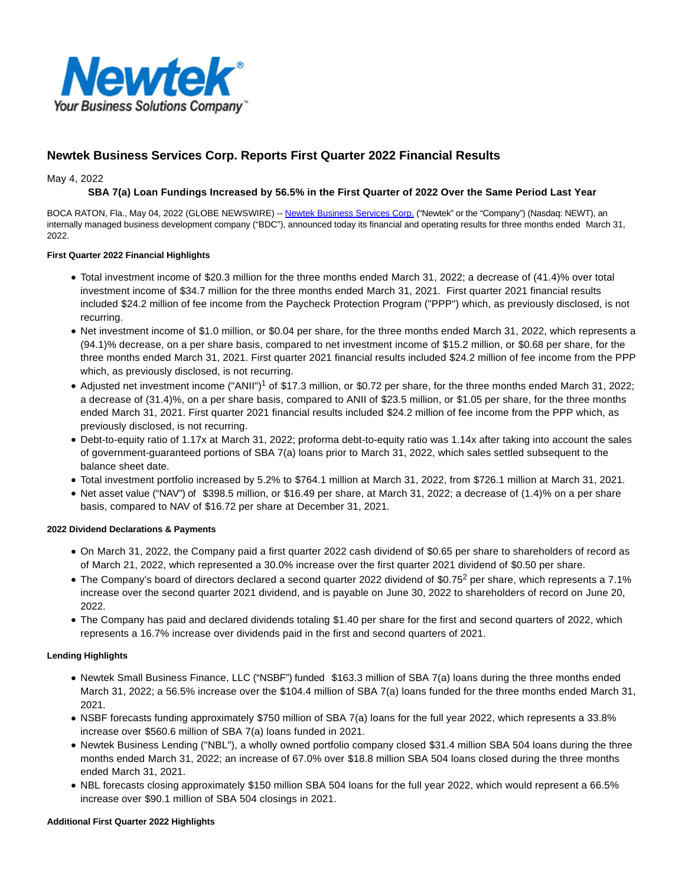# Newtek Business Services Corp. Reports First Quarter 2022 Financial Results

May 4, 2022

**SBA 7(a) Loan Fundings Increased by 56.5% in the First Quarter of 2022 Over the Same Period Last Year**

BOCA RATON, Fla., May 04, 2022 (GLOBE NEWSWIRE) -- Newtek Business Services Corp. ("Newtek" or the "Company") (Nasdaq: NEWT), an internally managed business development company ("BDC"), announced today its financial and operating results for three months ended March 31, 2022.

**First Quarter 2022 Financial Highlights**

- Total investment income of $20.3 million for the three months ended March 31, 2022; a decrease of (41.4)% over total investment income of $34.7 million for the three months ended March 31, 2021. First quarter 2021 financial results included $24.2 million of fee income from the Paycheck Protection Program ("PPP") which, as previously disclosed, is not recurring.
- Net investment income of $1.0 million, or $0.04 per share, for the three months ended March 31, 2022, which represents a (94.1)% decrease, on a per share basis, compared to net investment income of $15.2 million, or $0.68 per share, for the three months ended March 31, 2021. First quarter 2021 financial results included $24.2 million of fee income from the PPP which, as previously disclosed, is not recurring.
- Adjusted net investment income ("ANII")[1] of $17.3 million, or $0.72 per share, for the three months ended March 31, 2022; a decrease of (31.4)%, on a per share basis, compared to ANII of $23.5 million, or $1.05 per share, for the three months ended March 31, 2021. First quarter 2021 financial results included $24.2 million of fee income from the PPP which, as previously disclosed, is not recurring.
- Debt-to-equity ratio of 1.17x at March 31, 2022; proforma debt-to-equity ratio was 1.14x after taking into account the sales of government-guaranteed portions of SBA 7(a) loans prior to March 31, 2022, which sales settled subsequent to the balance sheet date.
- Total investment portfolio increased by 5.2% to $764.1 million at March 31, 2022, from $726.1 million at March 31, 2021.
- Net asset value ("NAV") of $398.5 million, or $16.49 per share, at March 31, 2022; a decrease of (1.4)% on a per share basis, compared to NAV of $16.72 per share at December 31, 2021.

**2022 Dividend Declarations & Payments**

- On March 31, 2022, the Company paid a first quarter 2022 cash dividend of $0.65 per share to shareholders of record as of March 21, 2022, which represented a 30.0% increase over the first quarter 2021 dividend of $0.50 per share.
- The Company's board of directors declared a second quarter 2022 dividend of $0.75[2] per share, which represents a 7.1% increase over the second quarter 2021 dividend, and is payable on June 30, 2022 to shareholders of record on June 20, 2022.
- The Company has paid and declared dividends totaling $1.40 per share for the first and second quarters of 2022, which represents a 16.7% increase over dividends paid in the first and second quarters of 2021.

**Lending Highlights**

- Newtek Small Business Finance, LLC ("NSBF") funded $163.3 million of SBA 7(a) loans during the three months ended March 31, 2022; a 56.5% increase over the $104.4 million of SBA 7(a) loans funded for the three months ended March 31, 2021.
- NSBF forecasts funding approximately $750 million of SBA 7(a) loans for the full year 2022, which represents a 33.8% increase over $560.6 million of SBA 7(a) loans funded in 2021.
- Newtek Business Lending ("NBL"), a wholly owned portfolio company closed $31.4 million SBA 504 loans during the three months ended March 31, 2022; an increase of 67.0% over $18.8 million SBA 504 loans closed during the three months ended March 31, 2021.
- NBL forecasts closing approximately $150 million SBA 504 loans for the full year 2022, which would represent a 66.5% increase over $90.1 million of SBA 504 closings in 2021.

**Additional First Quarter 2022 Highlights**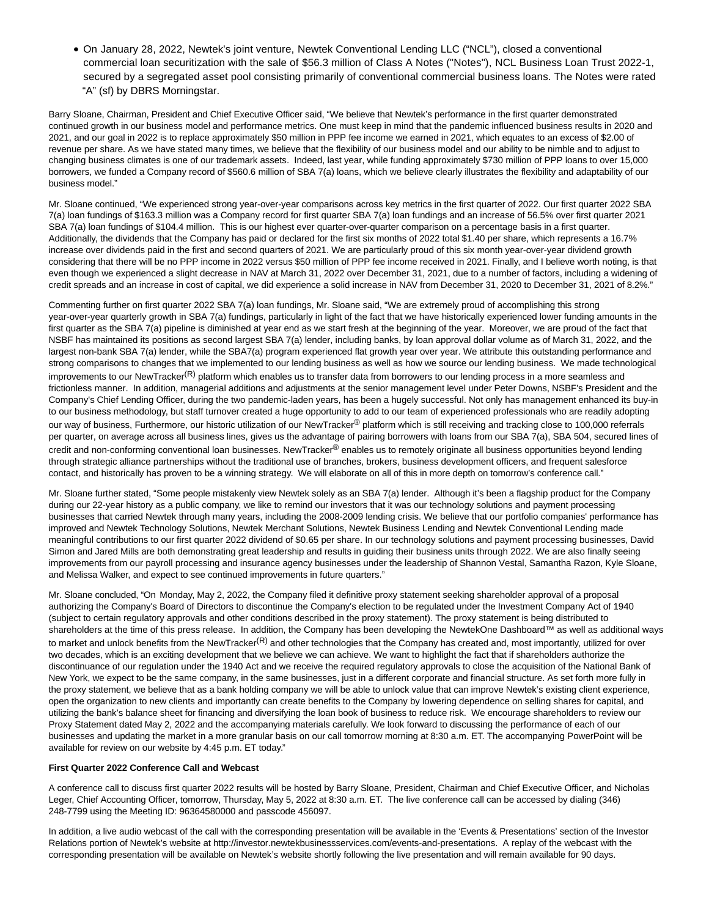- On January 28, 2022, Newtek's joint venture, Newtek Conventional Lending LLC ("NCL"), closed a conventional commercial loan securitization with the sale of $56.3 million of Class A Notes ("Notes"), NCL Business Loan Trust 2022-1, secured by a segregated asset pool consisting primarily of conventional commercial business loans. The Notes were rated "A" (sf) by DBRS Morningstar.

Barry Sloane, Chairman, President and Chief Executive Officer said, "We believe that Newtek's performance in the first quarter demonstrated continued growth in our business model and performance metrics. One must keep in mind that the pandemic influenced business results in 2020 and 2021, and our goal in 2022 is to replace approximately $50 million in PPP fee income we earned in 2021, which equates to an excess of $2.00 of revenue per share. As we have stated many times, we believe that the flexibility of our business model and our ability to be nimble and to adjust to changing business climates is one of our trademark assets. Indeed, last year, while funding approximately $730 million of PPP loans to over 15,000 borrowers, we funded a Company record of $560.6 million of SBA 7(a) loans, which we believe clearly illustrates the flexibility and adaptability of our business model."

Mr. Sloane continued, "We experienced strong year-over-year comparisons across key metrics in the first quarter of 2022. Our first quarter 2022 SBA 7(a) loan fundings of $163.3 million was a Company record for first quarter SBA 7(a) loan fundings and an increase of 56.5% over first quarter 2021 SBA 7(a) loan fundings of $104.4 million. This is our highest ever quarter-over-quarter comparison on a percentage basis in a first quarter. Additionally, the dividends that the Company has paid or declared for the first six months of 2022 total $1.40 per share, which represents a 16.7% increase over dividends paid in the first and second quarters of 2021. We are particularly proud of this six month year-over-year dividend growth considering that there will be no PPP income in 2022 versus $50 million of PPP fee income received in 2021. Finally, and I believe worth noting, is that even though we experienced a slight decrease in NAV at March 31, 2022 over December 31, 2021, due to a number of factors, including a widening of credit spreads and an increase in cost of capital, we did experience a solid increase in NAV from December 31, 2020 to December 31, 2021 of 8.2%."

Commenting further on first quarter 2022 SBA 7(a) loan fundings, Mr. Sloane said, "We are extremely proud of accomplishing this strong year-over-year quarterly growth in SBA 7(a) fundings, particularly in light of the fact that we have historically experienced lower funding amounts in the first quarter as the SBA 7(a) pipeline is diminished at year end as we start fresh at the beginning of the year. Moreover, we are proud of the fact that NSBF has maintained its positions as second largest SBA 7(a) lender, including banks, by loan approval dollar volume as of March 31, 2022, and the largest non-bank SBA 7(a) lender, while the SBA7(a) program experienced flat growth year over year. We attribute this outstanding performance and strong comparisons to changes that we implemented to our lending business as well as how we source our lending business. We made technological improvements to our NewTracker(R) platform which enables us to transfer data from borrowers to our lending process in a more seamless and frictionless manner. In addition, managerial additions and adjustments at the senior management level under Peter Downs, NSBF's President and the Company's Chief Lending Officer, during the two pandemic-laden years, has been a hugely successful. Not only has management enhanced its buy-in to our business methodology, but staff turnover created a huge opportunity to add to our team of experienced professionals who are readily adopting our way of business, Furthermore, our historic utilization of our NewTracker® platform which is still receiving and tracking close to 100,000 referrals per quarter, on average across all business lines, gives us the advantage of pairing borrowers with loans from our SBA 7(a), SBA 504, secured lines of credit and non-conforming conventional loan businesses. NewTracker® enables us to remotely originate all business opportunities beyond lending through strategic alliance partnerships without the traditional use of branches, brokers, business development officers, and frequent salesforce contact, and historically has proven to be a winning strategy. We will elaborate on all of this in more depth on tomorrow's conference call."

Mr. Sloane further stated, "Some people mistakenly view Newtek solely as an SBA 7(a) lender. Although it's been a flagship product for the Company during our 22-year history as a public company, we like to remind our investors that it was our technology solutions and payment processing businesses that carried Newtek through many years, including the 2008-2009 lending crisis. We believe that our portfolio companies' performance has improved and Newtek Technology Solutions, Newtek Merchant Solutions, Newtek Business Lending and Newtek Conventional Lending made meaningful contributions to our first quarter 2022 dividend of $0.65 per share. In our technology solutions and payment processing businesses, David Simon and Jared Mills are both demonstrating great leadership and results in guiding their business units through 2022. We are also finally seeing improvements from our payroll processing and insurance agency businesses under the leadership of Shannon Vestal, Samantha Razon, Kyle Sloane, and Melissa Walker, and expect to see continued improvements in future quarters."

Mr. Sloane concluded, "On Monday, May 2, 2022, the Company filed it definitive proxy statement seeking shareholder approval of a proposal authorizing the Company's Board of Directors to discontinue the Company's election to be regulated under the Investment Company Act of 1940 (subject to certain regulatory approvals and other conditions described in the proxy statement). The proxy statement is being distributed to shareholders at the time of this press release. In addition, the Company has been developing the NewtekOne Dashboard™ as well as additional ways to market and unlock benefits from the NewTracker(R) and other technologies that the Company has created and, most importantly, utilized for over two decades, which is an exciting development that we believe we can achieve. We want to highlight the fact that if shareholders authorize the discontinuance of our regulation under the 1940 Act and we receive the required regulatory approvals to close the acquisition of the National Bank of New York, we expect to be the same company, in the same businesses, just in a different corporate and financial structure. As set forth more fully in the proxy statement, we believe that as a bank holding company we will be able to unlock value that can improve Newtek's existing client experience, open the organization to new clients and importantly can create benefits to the Company by lowering dependence on selling shares for capital, and utilizing the bank's balance sheet for financing and diversifying the loan book of business to reduce risk. We encourage shareholders to review our Proxy Statement dated May 2, 2022 and the accompanying materials carefully. We look forward to discussing the performance of each of our businesses and updating the market in a more granular basis on our call tomorrow morning at 8:30 a.m. ET. The accompanying PowerPoint will be available for review on our website by 4:45 p.m. ET today."

**First Quarter 2022 Conference Call and Webcast**

A conference call to discuss first quarter 2022 results will be hosted by Barry Sloane, President, Chairman and Chief Executive Officer, and Nicholas Leger, Chief Accounting Officer, tomorrow, Thursday, May 5, 2022 at 8:30 a.m. ET. The live conference call can be accessed by dialing (346) 248-7799 using the Meeting ID: 96364580000 and passcode 456097.

In addition, a live audio webcast of the call with the corresponding presentation will be available in the 'Events & Presentations' section of the Investor Relations portion of Newtek's website at http://investor.newtekbusinessservices.com/events-and-presentations. A replay of the webcast with the corresponding presentation will be available on Newtek's website shortly following the live presentation and will remain available for 90 days.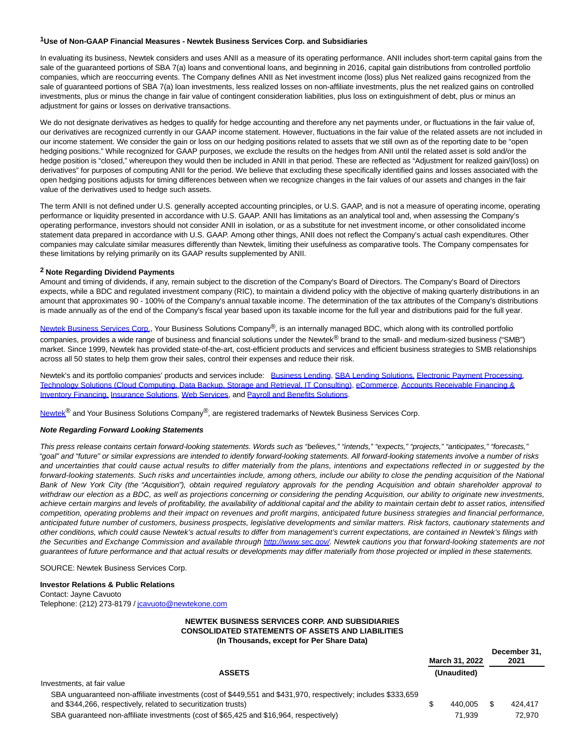### [1]Use of Non-GAAP Financial Measures - Newtek Business Services Corp. and Subsidiaries

In evaluating its business, Newtek considers and uses ANII as a measure of its operating performance. ANII includes short-term capital gains from the sale of the guaranteed portions of SBA 7(a) loans and conventional loans, and beginning in 2016, capital gain distributions from controlled portfolio companies, which are reoccurring events. The Company defines ANII as Net investment income (loss) plus Net realized gains recognized from the sale of guaranteed portions of SBA 7(a) loan investments, less realized losses on non-affiliate investments, plus the net realized gains on controlled investments, plus or minus the change in fair value of contingent consideration liabilities, plus loss on extinguishment of debt, plus or minus an adjustment for gains or losses on derivative transactions.

We do not designate derivatives as hedges to qualify for hedge accounting and therefore any net payments under, or fluctuations in the fair value of, our derivatives are recognized currently in our GAAP income statement. However, fluctuations in the fair value of the related assets are not included in our income statement. We consider the gain or loss on our hedging positions related to assets that we still own as of the reporting date to be "open hedging positions." While recognized for GAAP purposes, we exclude the results on the hedges from ANII until the related asset is sold and/or the hedge position is "closed," whereupon they would then be included in ANII in that period. These are reflected as "Adjustment for realized gain/(loss) on derivatives" for purposes of computing ANII for the period. We believe that excluding these specifically identified gains and losses associated with the open hedging positions adjusts for timing differences between when we recognize changes in the fair values of our assets and changes in the fair value of the derivatives used to hedge such assets.

The term ANII is not defined under U.S. generally accepted accounting principles, or U.S. GAAP, and is not a measure of operating income, operating performance or liquidity presented in accordance with U.S. GAAP. ANII has limitations as an analytical tool and, when assessing the Company's operating performance, investors should not consider ANII in isolation, or as a substitute for net investment income, or other consolidated income statement data prepared in accordance with U.S. GAAP. Among other things, ANII does not reflect the Company's actual cash expenditures. Other companies may calculate similar measures differently than Newtek, limiting their usefulness as comparative tools. The Company compensates for these limitations by relying primarily on its GAAP results supplemented by ANII.

### [2] Note Regarding Dividend Payments

Amount and timing of dividends, if any, remain subject to the discretion of the Company's Board of Directors. The Company's Board of Directors expects, while a BDC and regulated investment company (RIC), to maintain a dividend policy with the objective of making quarterly distributions in an amount that approximates 90 - 100% of the Company's annual taxable income. The determination of the tax attributes of the Company's distributions is made annually as of the end of the Company's fiscal year based upon its taxable income for the full year and distributions paid for the full year.

Newtek Business Services Corp., Your Business Solutions Company®, is an internally managed BDC, which along with its controlled portfolio companies, provides a wide range of business and financial solutions under the Newtek® brand to the small- and medium-sized business ("SMB") market. Since 1999, Newtek has provided state-of-the-art, cost-efficient products and services and efficient business strategies to SMB relationships across all 50 states to help them grow their sales, control their expenses and reduce their risk.

Newtek's and its portfolio companies' products and services include: Business Lending, SBA Lending Solutions, Electronic Payment Processing, Technology Solutions (Cloud Computing, Data Backup, Storage and Retrieval, IT Consulting), eCommerce, Accounts Receivable Financing & Inventory Financing, Insurance Solutions, Web Services, and Payroll and Benefits Solutions.

Newtek® and Your Business Solutions Company®, are registered trademarks of Newtek Business Services Corp.

***Note Regarding Forward Looking Statements***

*This press release contains certain forward-looking statements. Words such as "believes," "intends," "expects," "projects," "anticipates," "forecasts," "goal" and "future" or similar expressions are intended to identify forward-looking statements. All forward-looking statements involve a number of risks and uncertainties that could cause actual results to differ materially from the plans, intentions and expectations reflected in or suggested by the forward-looking statements. Such risks and uncertainties include, among others, include our ability to close the pending acquisition of the National Bank of New York City (the "Acquisition"), obtain required regulatory approvals for the pending Acquisition and obtain shareholder approval to withdraw our election as a BDC, as well as projections concerning or considering the pending Acquisition, our ability to originate new investments, achieve certain margins and levels of profitability, the availability of additional capital and the ability to maintain certain debt to asset ratios, intensified competition, operating problems and their impact on revenues and profit margins, anticipated future business strategies and financial performance, anticipated future number of customers, business prospects, legislative developments and similar matters. Risk factors, cautionary statements and other conditions, which could cause Newtek's actual results to differ from management's current expectations, are contained in Newtek's filings with the Securities and Exchange Commission and available through http://www.sec.gov/. Newtek cautions you that forward-looking statements are not guarantees of future performance and that actual results or developments may differ materially from those projected or implied in these statements.*

SOURCE: Newtek Business Services Corp.

**Investor Relations & Public Relations**
Contact: Jayne Cavuoto
Telephone: (212) 273-8179 / jcavuoto@newtekone.com

**NEWTEK BUSINESS SERVICES CORP. AND SUBSIDIARIES**
**CONSOLIDATED STATEMENTS OF ASSETS AND LIABILITIES**
**(In Thousands, except for Per Share Data)**

| **ASSETS** | **March 31, 2022 (Unaudited)** | **December 31, 2021** |
|---|---|---|
| Investments, at fair value | | |
| SBA unguaranteed non-affiliate investments (cost of $449,551 and $431,970, respectively; includes $333,659 and $344,266, respectively, related to securitization trusts) | $ 440,005 | $ 424,417 |
| SBA guaranteed non-affiliate investments (cost of $65,425 and $16,964, respectively) | 71,939 | 72,970 |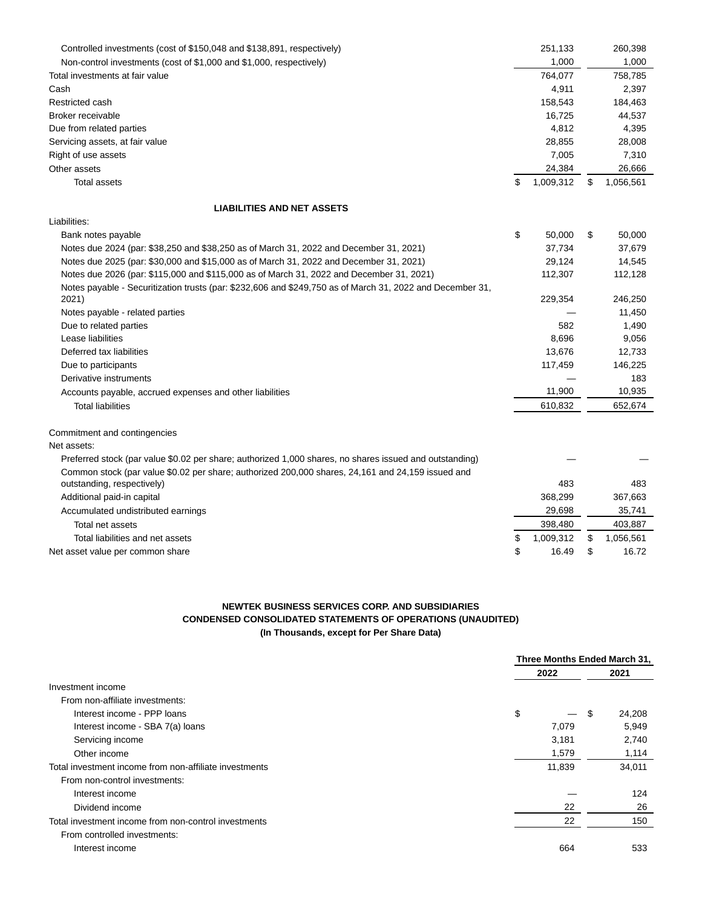| | | |
|---|---|---|
| Controlled investments (cost of $150,048 and $138,891, respectively) | 251,133 | 260,398 |
| Non-control investments (cost of $1,000 and $1,000, respectively) | 1,000 | 1,000 |
| Total investments at fair value | 764,077 | 758,785 |
| Cash | 4,911 | 2,397 |
| Restricted cash | 158,543 | 184,463 |
| Broker receivable | 16,725 | 44,537 |
| Due from related parties | 4,812 | 4,395 |
| Servicing assets, at fair value | 28,855 | 28,008 |
| Right of use assets | 7,005 | 7,310 |
| Other assets | 24,384 | 26,666 |
| Total assets | $ 1,009,312 | $ 1,056,561 |
| **LIABILITIES AND NET ASSETS** | | |
| Liabilities: | | |
| Bank notes payable | $ 50,000 | $ 50,000 |
| Notes due 2024 (par: $38,250 and $38,250 as of March 31, 2022 and December 31, 2021) | 37,734 | 37,679 |
| Notes due 2025 (par: $30,000 and $15,000 as of March 31, 2022 and December 31, 2021) | 29,124 | 14,545 |
| Notes due 2026 (par: $115,000 and $115,000 as of March 31, 2022 and December 31, 2021) | 112,307 | 112,128 |
| Notes payable - Securitization trusts (par: $232,606 and $249,750 as of March 31, 2022 and December 31, 2021) | 229,354 | 246,250 |
| Notes payable - related parties | — | 11,450 |
| Due to related parties | 582 | 1,490 |
| Lease liabilities | 8,696 | 9,056 |
| Deferred tax liabilities | 13,676 | 12,733 |
| Due to participants | 117,459 | 146,225 |
| Derivative instruments | — | 183 |
| Accounts payable, accrued expenses and other liabilities | 11,900 | 10,935 |
| Total liabilities | 610,832 | 652,674 |
| Commitment and contingencies | | |
| Net assets: | | |
| Preferred stock (par value $0.02 per share; authorized 1,000 shares, no shares issued and outstanding) | — | — |
| Common stock (par value $0.02 per share; authorized 200,000 shares, 24,161 and 24,159 issued and outstanding, respectively) | 483 | 483 |
| Additional paid-in capital | 368,299 | 367,663 |
| Accumulated undistributed earnings | 29,698 | 35,741 |
| Total net assets | 398,480 | 403,887 |
| Total liabilities and net assets | $ 1,009,312 | $ 1,056,561 |
| Net asset value per common share | $ 16.49 | $ 16.72 |

**NEWTEK BUSINESS SERVICES CORP. AND SUBSIDIARIES**
**CONDENSED CONSOLIDATED STATEMENTS OF OPERATIONS (UNAUDITED)**
**(In Thousands, except for Per Share Data)**

| | Three Months Ended March 31, | |
|---|---|---|
| | 2022 | 2021 |
| Investment income | | |
| From non-affiliate investments: | | |
| Interest income - PPP loans | $ — | $ 24,208 |
| Interest income - SBA 7(a) loans | 7,079 | 5,949 |
| Servicing income | 3,181 | 2,740 |
| Other income | 1,579 | 1,114 |
| Total investment income from non-affiliate investments | 11,839 | 34,011 |
| From non-control investments: | | |
| Interest income | — | 124 |
| Dividend income | 22 | 26 |
| Total investment income from non-control investments | 22 | 150 |
| From controlled investments: | | |
| Interest income | 664 | 533 |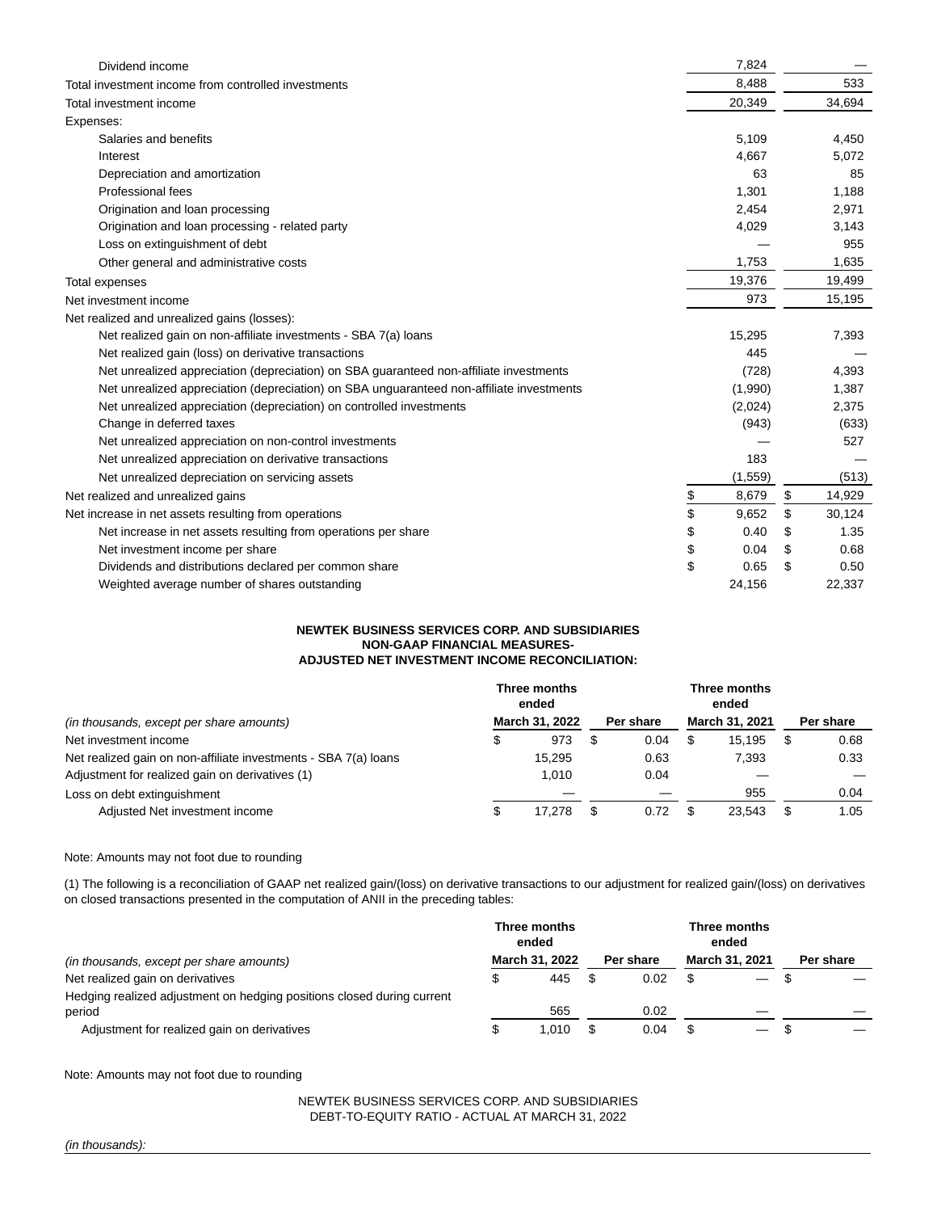| | | |
|---|---|---|
| Dividend income | 7,824 | — |
| Total investment income from controlled investments | 8,488 | 533 |
| Total investment income | 20,349 | 34,694 |
| Expenses: | | |
| Salaries and benefits | 5,109 | 4,450 |
| Interest | 4,667 | 5,072 |
| Depreciation and amortization | 63 | 85 |
| Professional fees | 1,301 | 1,188 |
| Origination and loan processing | 2,454 | 2,971 |
| Origination and loan processing - related party | 4,029 | 3,143 |
| Loss on extinguishment of debt | — | 955 |
| Other general and administrative costs | 1,753 | 1,635 |
| Total expenses | 19,376 | 19,499 |
| Net investment income | 973 | 15,195 |
| Net realized and unrealized gains (losses): | | |
| Net realized gain on non-affiliate investments - SBA 7(a) loans | 15,295 | 7,393 |
| Net realized gain (loss) on derivative transactions | 445 | — |
| Net unrealized appreciation (depreciation) on SBA guaranteed non-affiliate investments | (728) | 4,393 |
| Net unrealized appreciation (depreciation) on SBA unguaranteed non-affiliate investments | (1,990) | 1,387 |
| Net unrealized appreciation (depreciation) on controlled investments | (2,024) | 2,375 |
| Change in deferred taxes | (943) | (633) |
| Net unrealized appreciation on non-control investments | — | 527 |
| Net unrealized appreciation on derivative transactions | 183 | — |
| Net unrealized depreciation on servicing assets | (1,559) | (513) |
| Net realized and unrealized gains | $ 8,679 | $ 14,929 |
| Net increase in net assets resulting from operations | $ 9,652 | $ 30,124 |
| Net increase in net assets resulting from operations per share | $ 0.40 | $ 1.35 |
| Net investment income per share | $ 0.04 | $ 0.68 |
| Dividends and distributions declared per common share | $ 0.65 | $ 0.50 |
| Weighted average number of shares outstanding | 24,156 | 22,337 |

**NEWTEK BUSINESS SERVICES CORP. AND SUBSIDIARIES**
**NON-GAAP FINANCIAL MEASURES-**
**ADJUSTED NET INVESTMENT INCOME RECONCILIATION:**

| *(in thousands, except per share amounts)* | Three months ended March 31, 2022 | Per share | Three months ended March 31, 2021 | Per share |
|---|---|---|---|---|
| Net investment income | $ 973 | $ 0.04 | $ 15,195 | $ 0.68 |
| Net realized gain on non-affiliate investments - SBA 7(a) loans | 15,295 | 0.63 | 7,393 | 0.33 |
| Adjustment for realized gain on derivatives (1) | 1,010 | 0.04 | — | — |
| Loss on debt extinguishment | — | — | 955 | 0.04 |
| Adjusted Net investment income | $ 17,278 | $ 0.72 | $ 23,543 | $ 1.05 |

Note: Amounts may not foot due to rounding

(1) The following is a reconciliation of GAAP net realized gain/(loss) on derivative transactions to our adjustment for realized gain/(loss) on derivatives on closed transactions presented in the computation of ANII in the preceding tables:

| *(in thousands, except per share amounts)* | Three months ended March 31, 2022 | Per share | Three months ended March 31, 2021 | Per share |
|---|---|---|---|---|
| Net realized gain on derivatives | $ 445 | $ 0.02 | $ — | $ — |
| Hedging realized adjustment on hedging positions closed during current period | 565 | 0.02 | — | — |
| Adjustment for realized gain on derivatives | $ 1,010 | $ 0.04 | $ — | $ — |

Note: Amounts may not foot due to rounding

NEWTEK BUSINESS SERVICES CORP. AND SUBSIDIARIES
DEBT-TO-EQUITY RATIO - ACTUAL AT MARCH 31, 2022

*(in thousands):*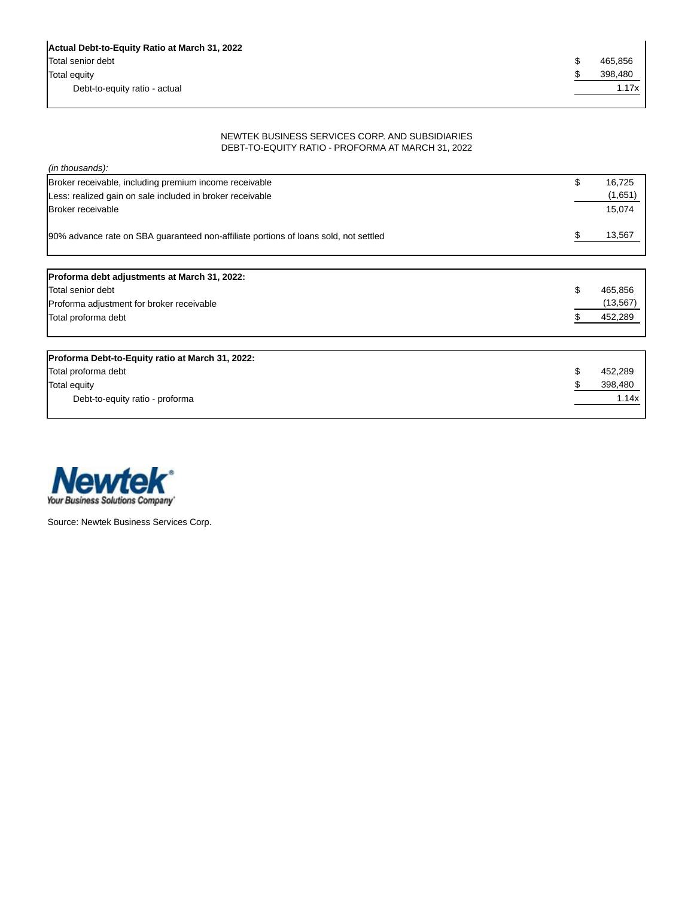| **Actual Debt-to-Equity Ratio at March 31, 2022** | | |
|---|---|---|
| Total senior debt | $ | 465,856 |
| Total equity | $ | 398,480 |
| Debt-to-equity ratio - actual | | 1.17x |

NEWTEK BUSINESS SERVICES CORP. AND SUBSIDIARIES
DEBT-TO-EQUITY RATIO - PROFORMA AT MARCH 31, 2022

*(in thousands):*

| | | |
|---|---|---|
| Broker receivable, including premium income receivable | $ | 16,725 |
| Less: realized gain on sale included in broker receivable | | (1,651) |
| Broker receivable | | 15,074 |
| | | |
| 90% advance rate on SBA guaranteed non-affiliate portions of loans sold, not settled | $ | 13,567 |

| **Proforma debt adjustments at March 31, 2022:** | | |
|---|---|---|
| Total senior debt | $ | 465,856 |
| Proforma adjustment for broker receivable | | (13,567) |
| Total proforma debt | $ | 452,289 |

| **Proforma Debt-to-Equity ratio at March 31, 2022:** | | |
|---|---|---|
| Total proforma debt | $ | 452,289 |
| Total equity | $ | 398,480 |
| Debt-to-equity ratio - proforma | | 1.14x |

Newtek®
Your Business Solutions Company®

Source: Newtek Business Services Corp.